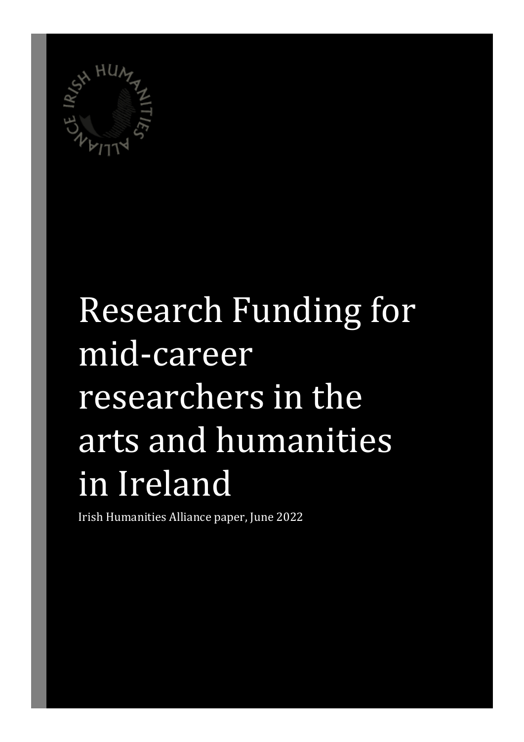# Research Funding for mid-career researchers in the arts and humanities in Ireland

Irish Humanities Alliance paper, June 2022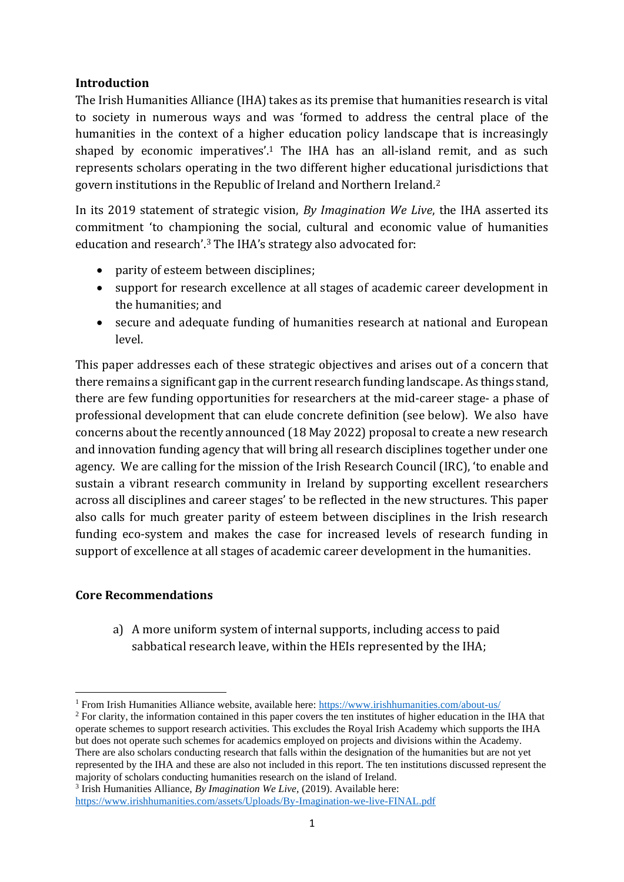## Introduction

The Irish Humanities Alliance (IHA) takes as its premise that humanities research is vital to society in numerous ways and was 'formed to address the central place of the humanities in the context of a higher education policy landscape that is increasingly shaped by economic imperatives'.[1] The IHA has an all-island remit, and as such represents scholars operating in the two different higher educational jurisdictions that govern institutions in the Republic of Ireland and Northern Ireland.[2]

In its 2019 statement of strategic vision, *By Imagination We Live*, the IHA asserted its commitment 'to championing the social, cultural and economic value of humanities education and research'.[3] The IHA's strategy also advocated for:

- parity of esteem between disciplines;
- support for research excellence at all stages of academic career development in the humanities; and
- secure and adequate funding of humanities research at national and European level.

This paper addresses each of these strategic objectives and arises out of a concern that there remains a significant gap in the current research funding landscape. As things stand, there are few funding opportunities for researchers at the mid-career stage- a phase of professional development that can elude concrete definition (see below). We also have concerns about the recently announced (18 May 2022) proposal to create a new research and innovation funding agency that will bring all research disciplines together under one agency. We are calling for the mission of the Irish Research Council (IRC), 'to enable and sustain a vibrant research community in Ireland by supporting excellent researchers across all disciplines and career stages' to be reflected in the new structures. This paper also calls for much greater parity of esteem between disciplines in the Irish research funding eco-system and makes the case for increased levels of research funding in support of excellence at all stages of academic career development in the humanities.

## Core Recommendations

a) A more uniform system of internal supports, including access to paid sabbatical research leave, within the HEIs represented by the IHA;

---

[1] From Irish Humanities Alliance website, available here: https://www.irishhumanities.com/about-us/

[2] For clarity, the information contained in this paper covers the ten institutes of higher education in the IHA that operate schemes to support research activities. This excludes the Royal Irish Academy which supports the IHA but does not operate such schemes for academics employed on projects and divisions within the Academy. There are also scholars conducting research that falls within the designation of the humanities but are not yet represented by the IHA and these are also not included in this report. The ten institutions discussed represent the majority of scholars conducting humanities research on the island of Ireland.

[3] Irish Humanities Alliance, *By Imagination We Live*, (2019). Available here: https://www.irishhumanities.com/assets/Uploads/By-Imagination-we-live-FINAL.pdf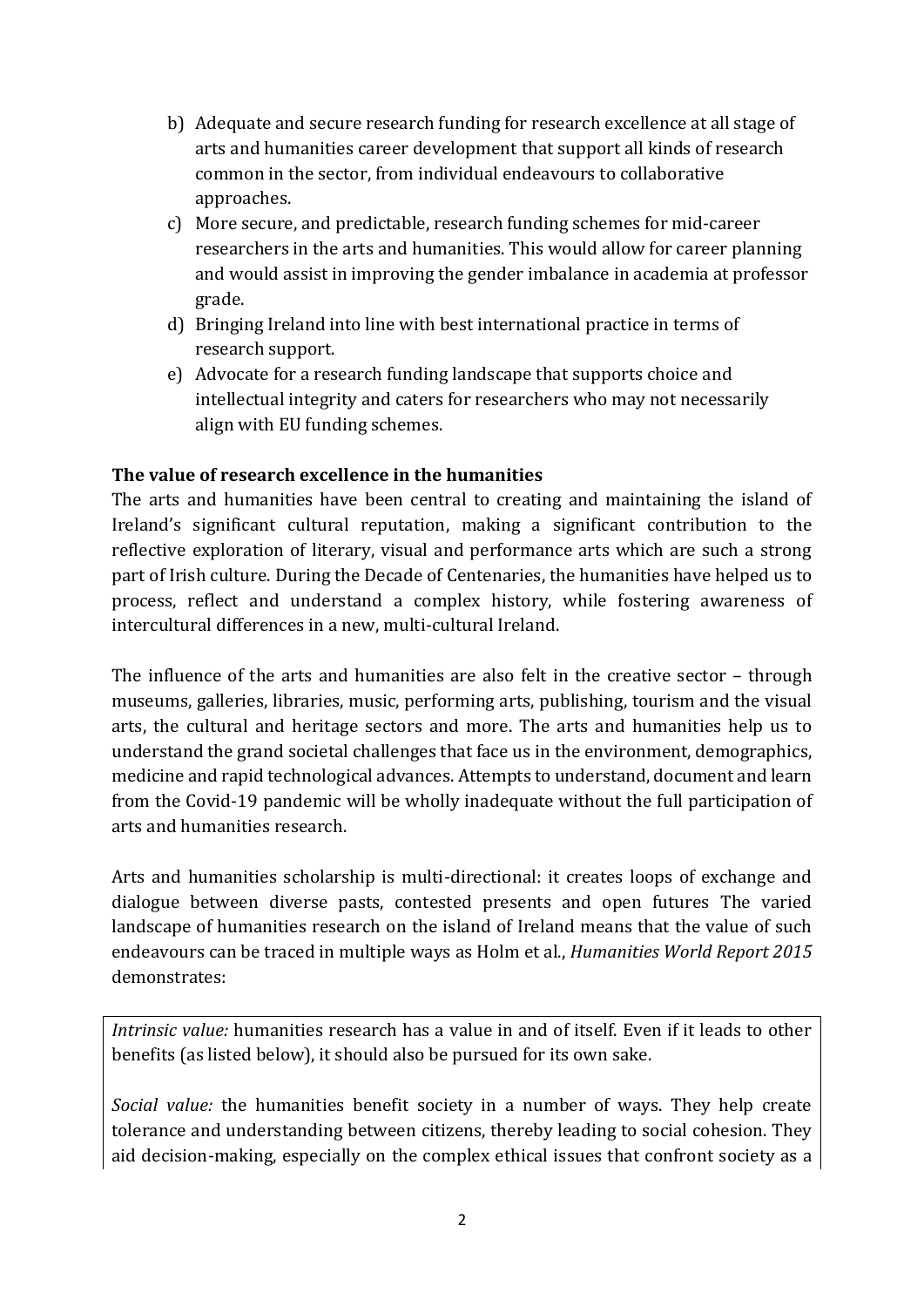b) Adequate and secure research funding for research excellence at all stage of arts and humanities career development that support all kinds of research common in the sector, from individual endeavours to collaborative approaches.
c) More secure, and predictable, research funding schemes for mid-career researchers in the arts and humanities. This would allow for career planning and would assist in improving the gender imbalance in academia at professor grade.
d) Bringing Ireland into line with best international practice in terms of research support.
e) Advocate for a research funding landscape that supports choice and intellectual integrity and caters for researchers who may not necessarily align with EU funding schemes.

**The value of research excellence in the humanities**

The arts and humanities have been central to creating and maintaining the island of Ireland's significant cultural reputation, making a significant contribution to the reflective exploration of literary, visual and performance arts which are such a strong part of Irish culture. During the Decade of Centenaries, the humanities have helped us to process, reflect and understand a complex history, while fostering awareness of intercultural differences in a new, multi-cultural Ireland.

The influence of the arts and humanities are also felt in the creative sector – through museums, galleries, libraries, music, performing arts, publishing, tourism and the visual arts, the cultural and heritage sectors and more. The arts and humanities help us to understand the grand societal challenges that face us in the environment, demographics, medicine and rapid technological advances. Attempts to understand, document and learn from the Covid-19 pandemic will be wholly inadequate without the full participation of arts and humanities research.

Arts and humanities scholarship is multi-directional: it creates loops of exchange and dialogue between diverse pasts, contested presents and open futures The varied landscape of humanities research on the island of Ireland means that the value of such endeavours can be traced in multiple ways as Holm et al., *Humanities World Report 2015* demonstrates:

*Intrinsic value:* humanities research has a value in and of itself. Even if it leads to other benefits (as listed below), it should also be pursued for its own sake.

*Social value:* the humanities benefit society in a number of ways. They help create tolerance and understanding between citizens, thereby leading to social cohesion. They aid decision-making, especially on the complex ethical issues that confront society as a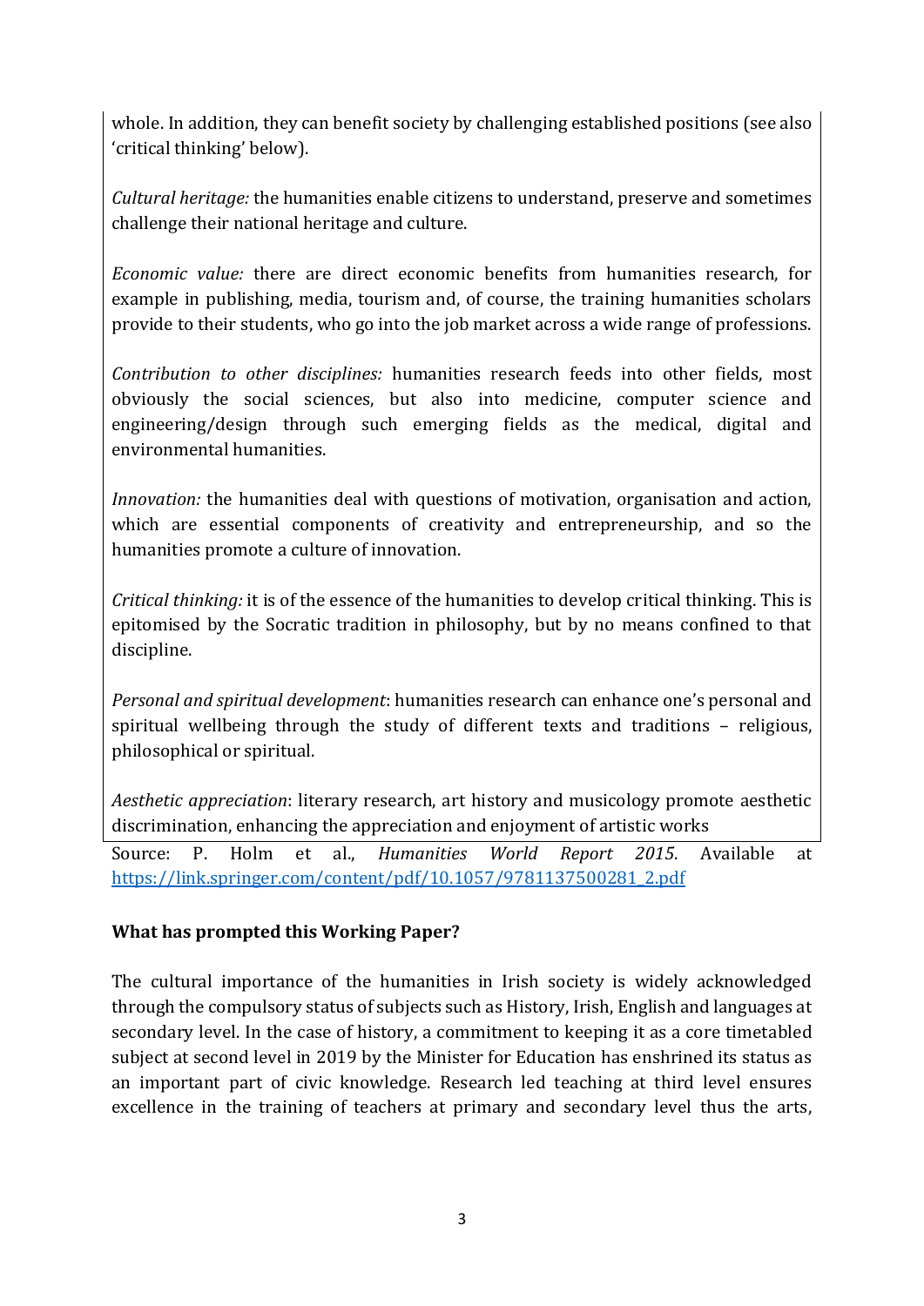whole. In addition, they can benefit society by challenging established positions (see also 'critical thinking' below).

*Cultural heritage:* the humanities enable citizens to understand, preserve and sometimes challenge their national heritage and culture.

*Economic value:* there are direct economic benefits from humanities research, for example in publishing, media, tourism and, of course, the training humanities scholars provide to their students, who go into the job market across a wide range of professions.

*Contribution to other disciplines:* humanities research feeds into other fields, most obviously the social sciences, but also into medicine, computer science and engineering/design through such emerging fields as the medical, digital and environmental humanities.

*Innovation:* the humanities deal with questions of motivation, organisation and action, which are essential components of creativity and entrepreneurship, and so the humanities promote a culture of innovation.

*Critical thinking:* it is of the essence of the humanities to develop critical thinking. This is epitomised by the Socratic tradition in philosophy, but by no means confined to that discipline.

*Personal and spiritual development*: humanities research can enhance one's personal and spiritual wellbeing through the study of different texts and traditions – religious, philosophical or spiritual.

*Aesthetic appreciation*: literary research, art history and musicology promote aesthetic discrimination, enhancing the appreciation and enjoyment of artistic works

Source: P. Holm et al., *Humanities World Report 2015*. Available at https://link.springer.com/content/pdf/10.1057/9781137500281_2.pdf

**What has prompted this Working Paper?**

The cultural importance of the humanities in Irish society is widely acknowledged through the compulsory status of subjects such as History, Irish, English and languages at secondary level. In the case of history, a commitment to keeping it as a core timetabled subject at second level in 2019 by the Minister for Education has enshrined its status as an important part of civic knowledge. Research led teaching at third level ensures excellence in the training of teachers at primary and secondary level thus the arts,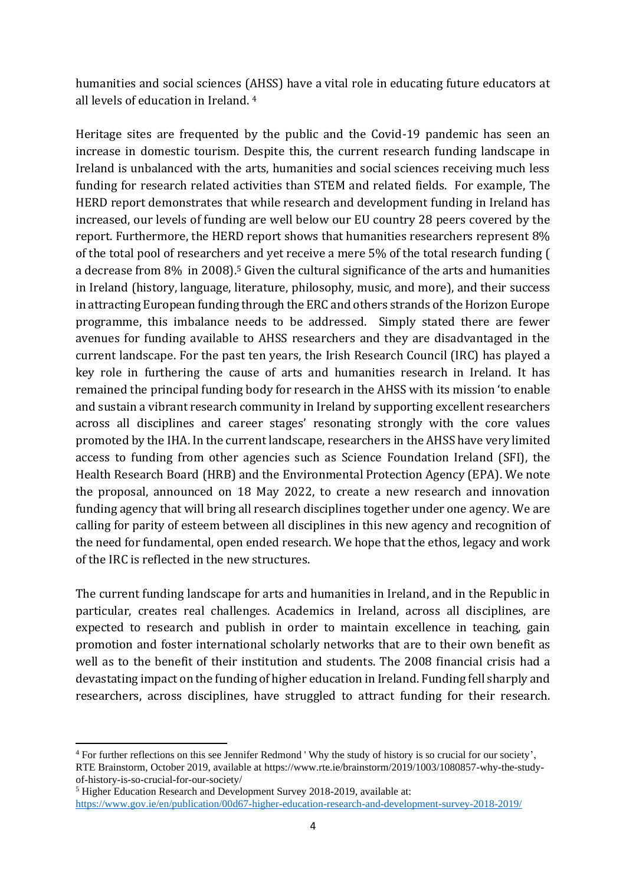humanities and social sciences (AHSS) have a vital role in educating future educators at all levels of education in Ireland. [4]

Heritage sites are frequented by the public and the Covid-19 pandemic has seen an increase in domestic tourism. Despite this, the current research funding landscape in Ireland is unbalanced with the arts, humanities and social sciences receiving much less funding for research related activities than STEM and related fields. For example, The HERD report demonstrates that while research and development funding in Ireland has increased, our levels of funding are well below our EU country 28 peers covered by the report. Furthermore, the HERD report shows that humanities researchers represent 8% of the total pool of researchers and yet receive a mere 5% of the total research funding ( a decrease from 8% in 2008).[5] Given the cultural significance of the arts and humanities in Ireland (history, language, literature, philosophy, music, and more), and their success in attracting European funding through the ERC and others strands of the Horizon Europe programme, this imbalance needs to be addressed. Simply stated there are fewer avenues for funding available to AHSS researchers and they are disadvantaged in the current landscape. For the past ten years, the Irish Research Council (IRC) has played a key role in furthering the cause of arts and humanities research in Ireland. It has remained the principal funding body for research in the AHSS with its mission 'to enable and sustain a vibrant research community in Ireland by supporting excellent researchers across all disciplines and career stages' resonating strongly with the core values promoted by the IHA. In the current landscape, researchers in the AHSS have very limited access to funding from other agencies such as Science Foundation Ireland (SFI), the Health Research Board (HRB) and the Environmental Protection Agency (EPA). We note the proposal, announced on 18 May 2022, to create a new research and innovation funding agency that will bring all research disciplines together under one agency. We are calling for parity of esteem between all disciplines in this new agency and recognition of the need for fundamental, open ended research. We hope that the ethos, legacy and work of the IRC is reflected in the new structures.

The current funding landscape for arts and humanities in Ireland, and in the Republic in particular, creates real challenges. Academics in Ireland, across all disciplines, are expected to research and publish in order to maintain excellence in teaching, gain promotion and foster international scholarly networks that are to their own benefit as well as to the benefit of their institution and students. The 2008 financial crisis had a devastating impact on the funding of higher education in Ireland. Funding fell sharply and researchers, across disciplines, have struggled to attract funding for their research.

---

[4] For further reflections on this see Jennifer Redmond ' Why the study of history is so crucial for our society', RTE Brainstorm, October 2019, available at https://www.rte.ie/brainstorm/2019/1003/1080857-why-the-study-of-history-is-so-crucial-for-our-society/

[5] Higher Education Research and Development Survey 2018-2019, available at: https://www.gov.ie/en/publication/00d67-higher-education-research-and-development-survey-2018-2019/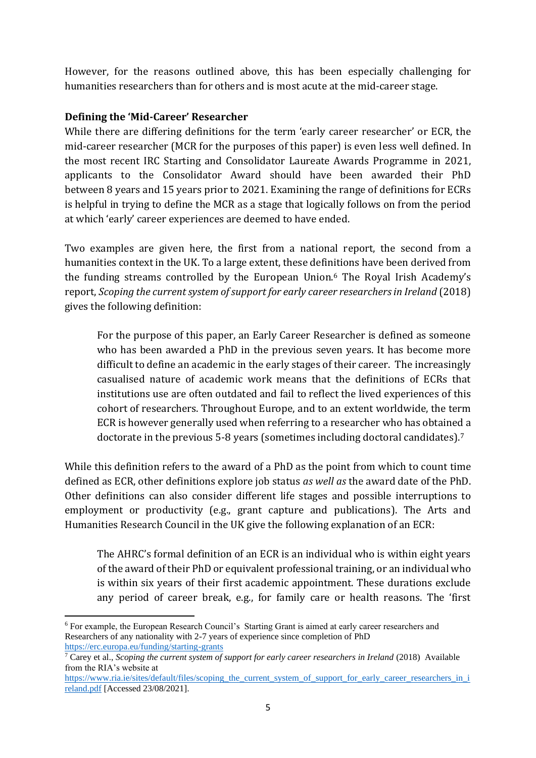However, for the reasons outlined above, this has been especially challenging for humanities researchers than for others and is most acute at the mid-career stage.

**Defining the 'Mid-Career' Researcher**

While there are differing definitions for the term 'early career researcher' or ECR, the mid-career researcher (MCR for the purposes of this paper) is even less well defined. In the most recent IRC Starting and Consolidator Laureate Awards Programme in 2021, applicants to the Consolidator Award should have been awarded their PhD between 8 years and 15 years prior to 2021. Examining the range of definitions for ECRs is helpful in trying to define the MCR as a stage that logically follows on from the period at which 'early' career experiences are deemed to have ended.

Two examples are given here, the first from a national report, the second from a humanities context in the UK. To a large extent, these definitions have been derived from the funding streams controlled by the European Union.[6] The Royal Irish Academy's report, *Scoping the current system of support for early career researchers in Ireland* (2018) gives the following definition:

> For the purpose of this paper, an Early Career Researcher is defined as someone who has been awarded a PhD in the previous seven years. It has become more difficult to define an academic in the early stages of their career. The increasingly casualised nature of academic work means that the definitions of ECRs that institutions use are often outdated and fail to reflect the lived experiences of this cohort of researchers. Throughout Europe, and to an extent worldwide, the term ECR is however generally used when referring to a researcher who has obtained a doctorate in the previous 5-8 years (sometimes including doctoral candidates).[7]

While this definition refers to the award of a PhD as the point from which to count time defined as ECR, other definitions explore job status *as well as* the award date of the PhD. Other definitions can also consider different life stages and possible interruptions to employment or productivity (e.g., grant capture and publications). The Arts and Humanities Research Council in the UK give the following explanation of an ECR:

> The AHRC's formal definition of an ECR is an individual who is within eight years of the award of their PhD or equivalent professional training, or an individual who is within six years of their first academic appointment. These durations exclude any period of career break, e.g., for family care or health reasons. The 'first

[6] For example, the European Research Council's Starting Grant is aimed at early career researchers and Researchers of any nationality with 2-7 years of experience since completion of PhD https://erc.europa.eu/funding/starting-grants

[7] Carey et al., *Scoping the current system of support for early career researchers in Ireland* (2018) Available from the RIA's website at https://www.ria.ie/sites/default/files/scoping_the_current_system_of_support_for_early_career_researchers_in_ireland.pdf [Accessed 23/08/2021].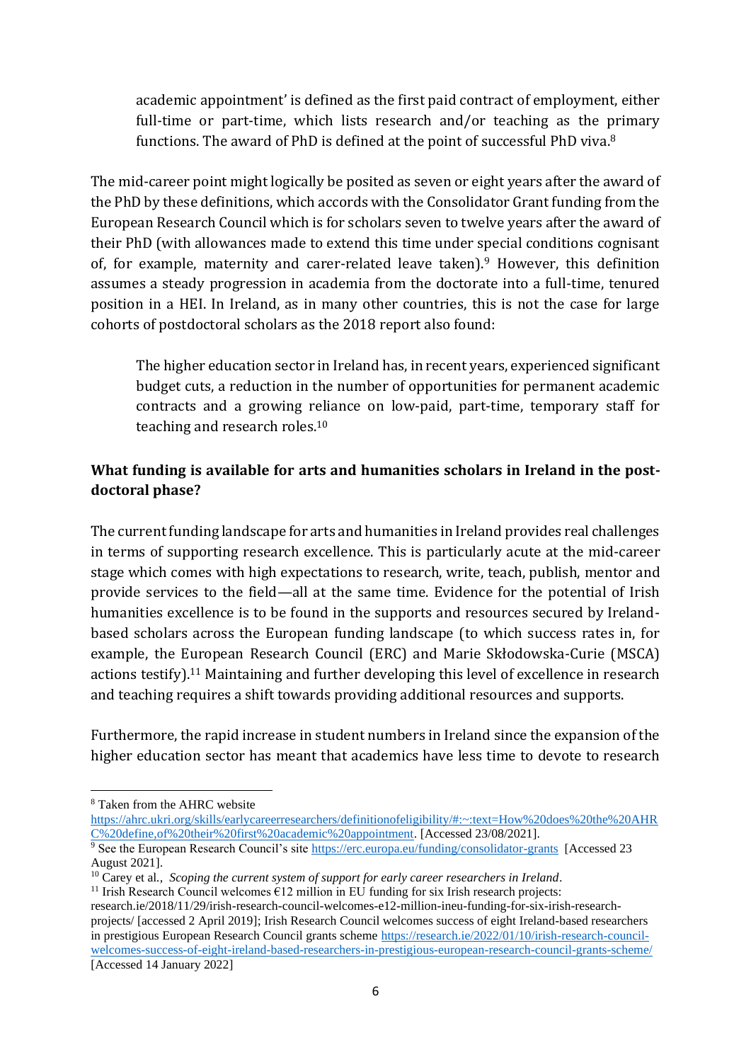academic appointment' is defined as the first paid contract of employment, either full-time or part-time, which lists research and/or teaching as the primary functions. The award of PhD is defined at the point of successful PhD viva.[8]

The mid-career point might logically be posited as seven or eight years after the award of the PhD by these definitions, which accords with the Consolidator Grant funding from the European Research Council which is for scholars seven to twelve years after the award of their PhD (with allowances made to extend this time under special conditions cognisant of, for example, maternity and carer-related leave taken).[9] However, this definition assumes a steady progression in academia from the doctorate into a full-time, tenured position in a HEI. In Ireland, as in many other countries, this is not the case for large cohorts of postdoctoral scholars as the 2018 report also found:

> The higher education sector in Ireland has, in recent years, experienced significant budget cuts, a reduction in the number of opportunities for permanent academic contracts and a growing reliance on low-paid, part-time, temporary staff for teaching and research roles.[10]

**What funding is available for arts and humanities scholars in Ireland in the post-doctoral phase?**

The current funding landscape for arts and humanities in Ireland provides real challenges in terms of supporting research excellence. This is particularly acute at the mid-career stage which comes with high expectations to research, write, teach, publish, mentor and provide services to the field—all at the same time. Evidence for the potential of Irish humanities excellence is to be found in the supports and resources secured by Ireland-based scholars across the European funding landscape (to which success rates in, for example, the European Research Council (ERC) and Marie Skłodowska-Curie (MSCA) actions testify).[11] Maintaining and further developing this level of excellence in research and teaching requires a shift towards providing additional resources and supports.

Furthermore, the rapid increase in student numbers in Ireland since the expansion of the higher education sector has meant that academics have less time to devote to research

---

[8] Taken from the AHRC website https://ahrc.ukri.org/skills/earlycareerresearchers/definitionofeligibility/#:~:text=How%20does%20the%20AHRC%20define,of%20their%20first%20academic%20appointment. [Accessed 23/08/2021].

[9] See the European Research Council's site https://erc.europa.eu/funding/consolidator-grants [Accessed 23 August 2021].

[10] Carey et al., *Scoping the current system of support for early career researchers in Ireland*.

[11] Irish Research Council welcomes €12 million in EU funding for six Irish research projects: research.ie/2018/11/29/irish-research-council-welcomes-e12-million-ineu-funding-for-six-irish-research-projects/ [accessed 2 April 2019]; Irish Research Council welcomes success of eight Ireland-based researchers in prestigious European Research Council grants scheme https://research.ie/2022/01/10/irish-research-council-welcomes-success-of-eight-ireland-based-researchers-in-prestigious-european-research-council-grants-scheme/ [Accessed 14 January 2022]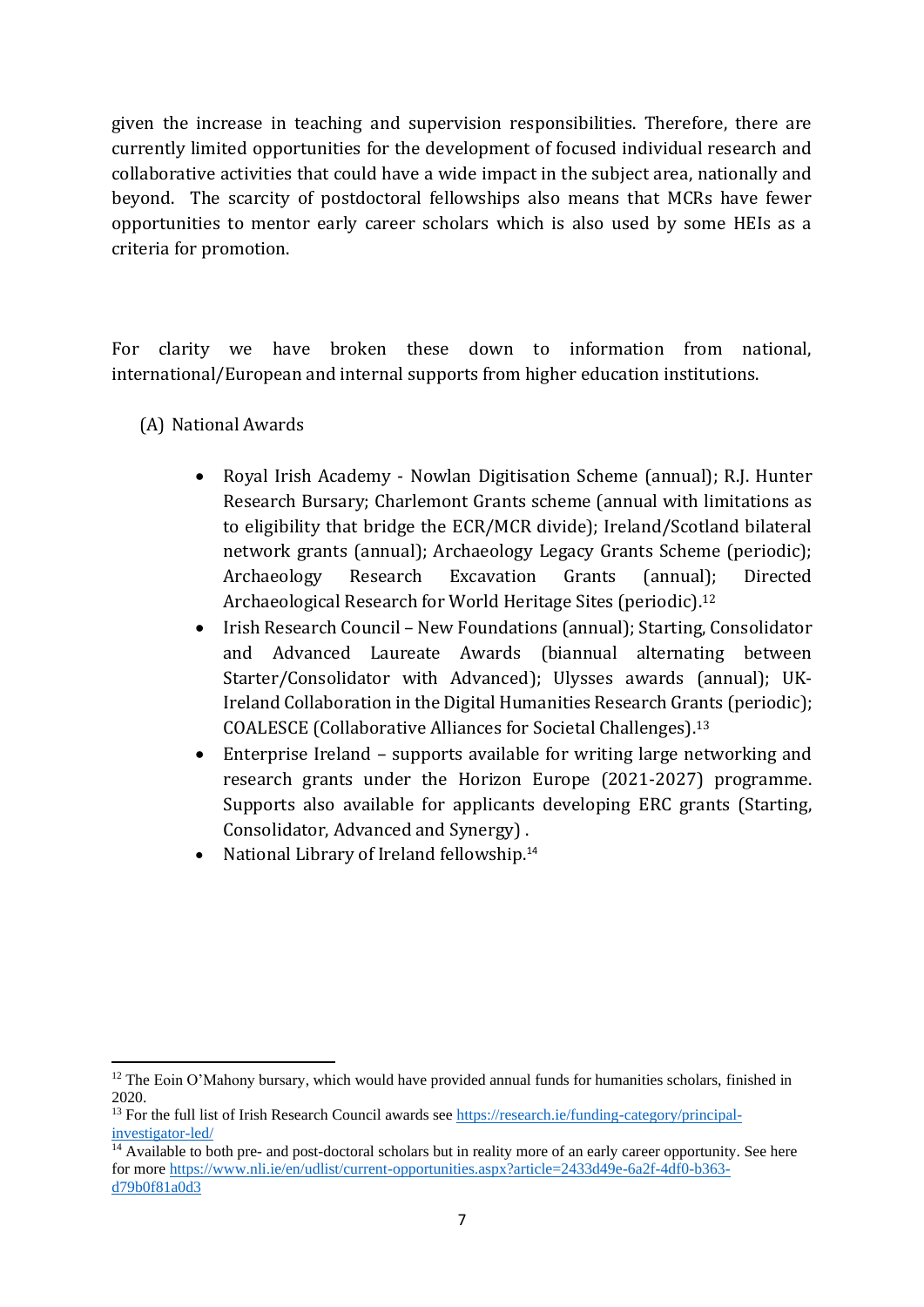given the increase in teaching and supervision responsibilities. Therefore, there are currently limited opportunities for the development of focused individual research and collaborative activities that could have a wide impact in the subject area, nationally and beyond. The scarcity of postdoctoral fellowships also means that MCRs have fewer opportunities to mentor early career scholars which is also used by some HEIs as a criteria for promotion.

For clarity we have broken these down to information from national, international/European and internal supports from higher education institutions.

(A) National Awards

- Royal Irish Academy - Nowlan Digitisation Scheme (annual); R.J. Hunter Research Bursary; Charlemont Grants scheme (annual with limitations as to eligibility that bridge the ECR/MCR divide); Ireland/Scotland bilateral network grants (annual); Archaeology Legacy Grants Scheme (periodic); Archaeology Research Excavation Grants (annual); Directed Archaeological Research for World Heritage Sites (periodic).[12]
- Irish Research Council – New Foundations (annual); Starting, Consolidator and Advanced Laureate Awards (biannual alternating between Starter/Consolidator with Advanced); Ulysses awards (annual); UK-Ireland Collaboration in the Digital Humanities Research Grants (periodic); COALESCE (Collaborative Alliances for Societal Challenges).[13]
- Enterprise Ireland – supports available for writing large networking and research grants under the Horizon Europe (2021-2027) programme. Supports also available for applicants developing ERC grants (Starting, Consolidator, Advanced and Synergy) .
- National Library of Ireland fellowship.[14]

---

[12] The Eoin O'Mahony bursary, which would have provided annual funds for humanities scholars, finished in 2020.

[13] For the full list of Irish Research Council awards see https://research.ie/funding-category/principal-investigator-led/

[14] Available to both pre- and post-doctoral scholars but in reality more of an early career opportunity. See here for more https://www.nli.ie/en/udlist/current-opportunities.aspx?article=2433d49e-6a2f-4df0-b363-d79b0f81a0d3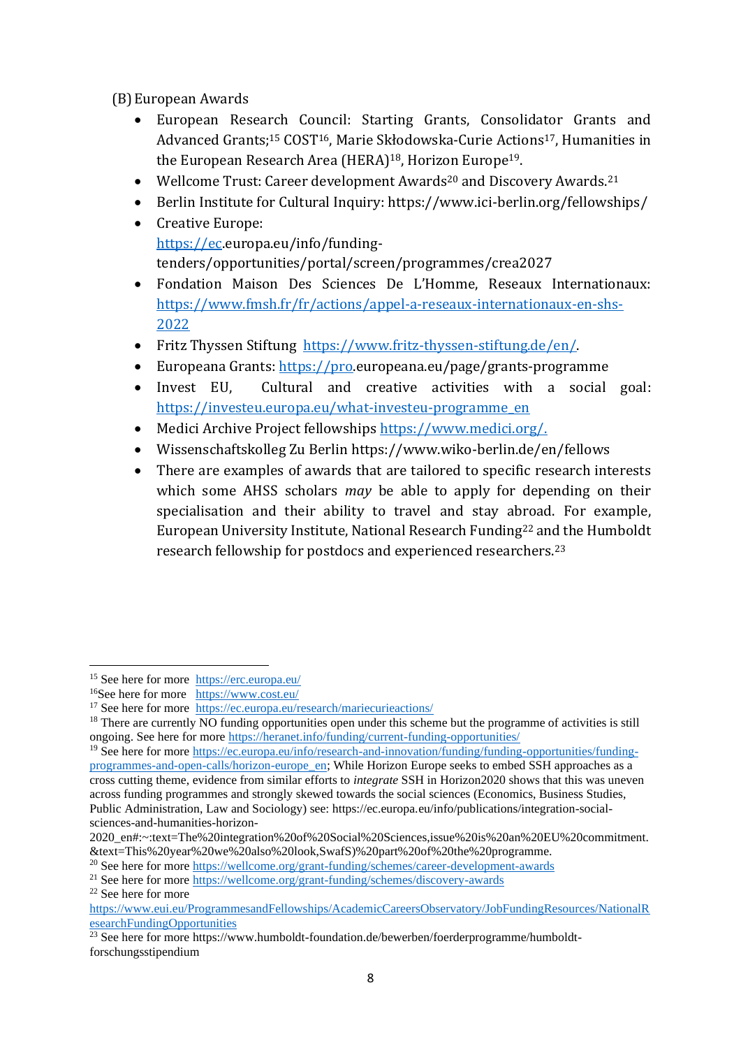(B) European Awards

- European Research Council: Starting Grants, Consolidator Grants and Advanced Grants;[15] COST[16], Marie Skłodowska-Curie Actions[17], Humanities in the European Research Area (HERA)[18], Horizon Europe[19].
- Wellcome Trust: Career development Awards[20] and Discovery Awards.[21]
- Berlin Institute for Cultural Inquiry: https://www.ici-berlin.org/fellowships/
- Creative Europe: https://ec.europa.eu/info/funding-tenders/opportunities/portal/screen/programmes/crea2027
- Fondation Maison Des Sciences De L'Homme, Reseaux Internationaux: https://www.fmsh.fr/fr/actions/appel-a-reseaux-internationaux-en-shs-2022
- Fritz Thyssen Stiftung https://www.fritz-thyssen-stiftung.de/en/.
- Europeana Grants: https://pro.europeana.eu/page/grants-programme
- Invest EU, Cultural and creative activities with a social goal: https://investeu.europa.eu/what-investeu-programme_en
- Medici Archive Project fellowships https://www.medici.org/.
- Wissenschaftskolleg Zu Berlin https://www.wiko-berlin.de/en/fellows
- There are examples of awards that are tailored to specific research interests which some AHSS scholars *may* be able to apply for depending on their specialisation and their ability to travel and stay abroad. For example, European University Institute, National Research Funding[22] and the Humboldt research fellowship for postdocs and experienced researchers.[23]

---

[15] See here for more https://erc.europa.eu/

[16] See here for more https://www.cost.eu/

[17] See here for more https://ec.europa.eu/research/mariecurieactions/

[18] There are currently NO funding opportunities open under this scheme but the programme of activities is still ongoing. See here for more https://heranet.info/funding/current-funding-opportunities/

[19] See here for more https://ec.europa.eu/info/research-and-innovation/funding/funding-opportunities/funding-programmes-and-open-calls/horizon-europe_en; While Horizon Europe seeks to embed SSH approaches as a cross cutting theme, evidence from similar efforts to *integrate* SSH in Horizon2020 shows that this was uneven across funding programmes and strongly skewed towards the social sciences (Economics, Business Studies, Public Administration, Law and Sociology) see: https://ec.europa.eu/info/publications/integration-social-sciences-and-humanities-horizon-2020_en#:~:text=The%20integration%20of%20Social%20Sciences,issue%20is%20an%20EU%20commitment.&text=This%20year%20we%20also%20look,SwafS)%20part%20of%20the%20programme.

[20] See here for more https://wellcome.org/grant-funding/schemes/career-development-awards

[21] See here for more https://wellcome.org/grant-funding/schemes/discovery-awards

[22] See here for more https://www.eui.eu/ProgrammesandFellowships/AcademicCareersObservatory/JobFundingResources/NationalResearchFundingOpportunities

[23] See here for more https://www.humboldt-foundation.de/bewerben/foerderprogramme/humboldt-forschungsstipendium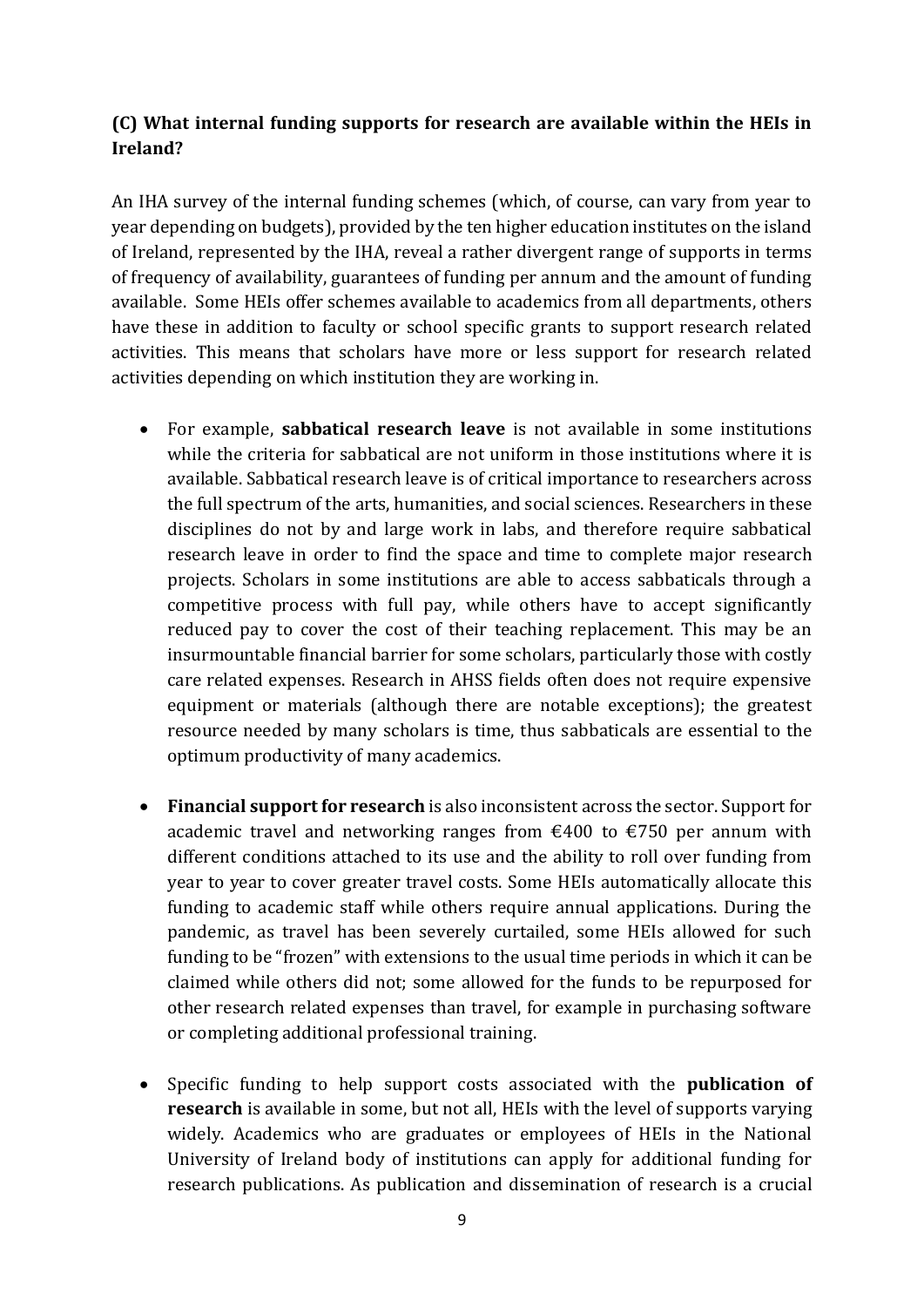### (C) What internal funding supports for research are available within the HEIs in Ireland?

An IHA survey of the internal funding schemes (which, of course, can vary from year to year depending on budgets), provided by the ten higher education institutes on the island of Ireland, represented by the IHA, reveal a rather divergent range of supports in terms of frequency of availability, guarantees of funding per annum and the amount of funding available. Some HEIs offer schemes available to academics from all departments, others have these in addition to faculty or school specific grants to support research related activities. This means that scholars have more or less support for research related activities depending on which institution they are working in.

- For example, **sabbatical research leave** is not available in some institutions while the criteria for sabbatical are not uniform in those institutions where it is available. Sabbatical research leave is of critical importance to researchers across the full spectrum of the arts, humanities, and social sciences. Researchers in these disciplines do not by and large work in labs, and therefore require sabbatical research leave in order to find the space and time to complete major research projects. Scholars in some institutions are able to access sabbaticals through a competitive process with full pay, while others have to accept significantly reduced pay to cover the cost of their teaching replacement. This may be an insurmountable financial barrier for some scholars, particularly those with costly care related expenses. Research in AHSS fields often does not require expensive equipment or materials (although there are notable exceptions); the greatest resource needed by many scholars is time, thus sabbaticals are essential to the optimum productivity of many academics.

- **Financial support for research** is also inconsistent across the sector. Support for academic travel and networking ranges from €400 to €750 per annum with different conditions attached to its use and the ability to roll over funding from year to year to cover greater travel costs. Some HEIs automatically allocate this funding to academic staff while others require annual applications. During the pandemic, as travel has been severely curtailed, some HEIs allowed for such funding to be "frozen" with extensions to the usual time periods in which it can be claimed while others did not; some allowed for the funds to be repurposed for other research related expenses than travel, for example in purchasing software or completing additional professional training.

- Specific funding to help support costs associated with the **publication of research** is available in some, but not all, HEIs with the level of supports varying widely. Academics who are graduates or employees of HEIs in the National University of Ireland body of institutions can apply for additional funding for research publications. As publication and dissemination of research is a crucial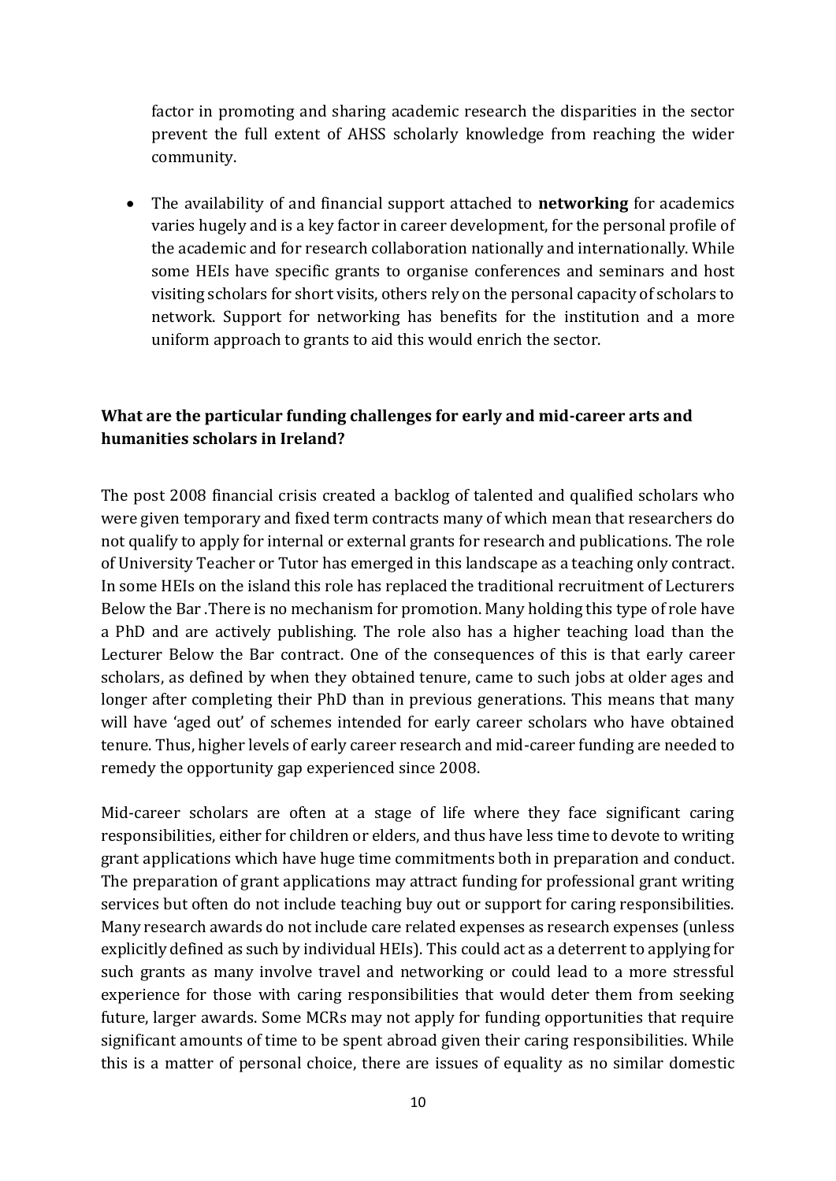factor in promoting and sharing academic research the disparities in the sector prevent the full extent of AHSS scholarly knowledge from reaching the wider community.

- The availability of and financial support attached to **networking** for academics varies hugely and is a key factor in career development, for the personal profile of the academic and for research collaboration nationally and internationally. While some HEIs have specific grants to organise conferences and seminars and host visiting scholars for short visits, others rely on the personal capacity of scholars to network. Support for networking has benefits for the institution and a more uniform approach to grants to aid this would enrich the sector.

**What are the particular funding challenges for early and mid-career arts and humanities scholars in Ireland?**

The post 2008 financial crisis created a backlog of talented and qualified scholars who were given temporary and fixed term contracts many of which mean that researchers do not qualify to apply for internal or external grants for research and publications. The role of University Teacher or Tutor has emerged in this landscape as a teaching only contract. In some HEIs on the island this role has replaced the traditional recruitment of Lecturers Below the Bar .There is no mechanism for promotion. Many holding this type of role have a PhD and are actively publishing. The role also has a higher teaching load than the Lecturer Below the Bar contract. One of the consequences of this is that early career scholars, as defined by when they obtained tenure, came to such jobs at older ages and longer after completing their PhD than in previous generations. This means that many will have 'aged out' of schemes intended for early career scholars who have obtained tenure. Thus, higher levels of early career research and mid-career funding are needed to remedy the opportunity gap experienced since 2008.

Mid-career scholars are often at a stage of life where they face significant caring responsibilities, either for children or elders, and thus have less time to devote to writing grant applications which have huge time commitments both in preparation and conduct. The preparation of grant applications may attract funding for professional grant writing services but often do not include teaching buy out or support for caring responsibilities. Many research awards do not include care related expenses as research expenses (unless explicitly defined as such by individual HEIs). This could act as a deterrent to applying for such grants as many involve travel and networking or could lead to a more stressful experience for those with caring responsibilities that would deter them from seeking future, larger awards. Some MCRs may not apply for funding opportunities that require significant amounts of time to be spent abroad given their caring responsibilities. While this is a matter of personal choice, there are issues of equality as no similar domestic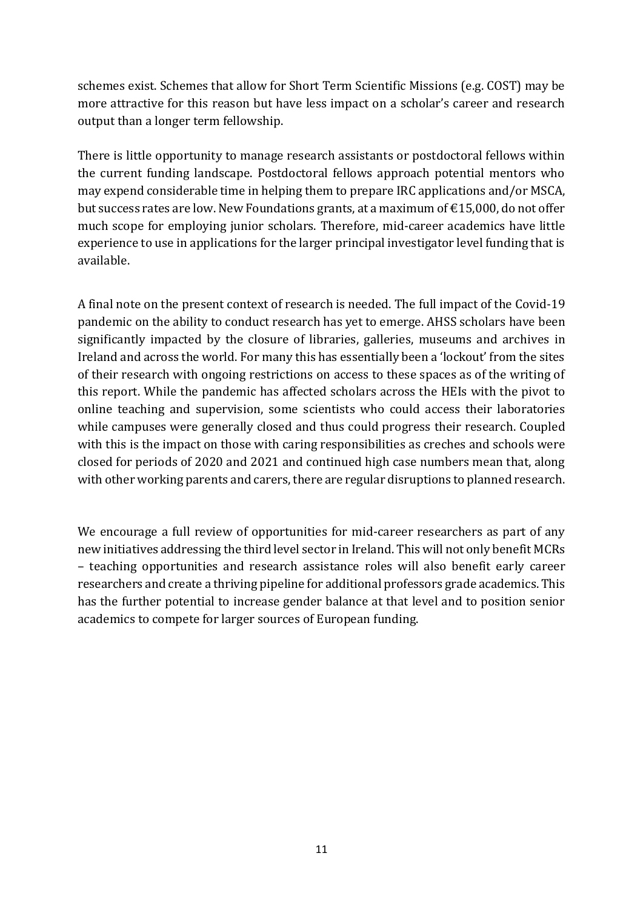schemes exist. Schemes that allow for Short Term Scientific Missions (e.g. COST) may be more attractive for this reason but have less impact on a scholar's career and research output than a longer term fellowship.

There is little opportunity to manage research assistants or postdoctoral fellows within the current funding landscape. Postdoctoral fellows approach potential mentors who may expend considerable time in helping them to prepare IRC applications and/or MSCA, but success rates are low. New Foundations grants, at a maximum of €15,000, do not offer much scope for employing junior scholars. Therefore, mid-career academics have little experience to use in applications for the larger principal investigator level funding that is available.

A final note on the present context of research is needed. The full impact of the Covid-19 pandemic on the ability to conduct research has yet to emerge. AHSS scholars have been significantly impacted by the closure of libraries, galleries, museums and archives in Ireland and across the world. For many this has essentially been a 'lockout' from the sites of their research with ongoing restrictions on access to these spaces as of the writing of this report. While the pandemic has affected scholars across the HEIs with the pivot to online teaching and supervision, some scientists who could access their laboratories while campuses were generally closed and thus could progress their research. Coupled with this is the impact on those with caring responsibilities as creches and schools were closed for periods of 2020 and 2021 and continued high case numbers mean that, along with other working parents and carers, there are regular disruptions to planned research.

We encourage a full review of opportunities for mid-career researchers as part of any new initiatives addressing the third level sector in Ireland. This will not only benefit MCRs – teaching opportunities and research assistance roles will also benefit early career researchers and create a thriving pipeline for additional professors grade academics. This has the further potential to increase gender balance at that level and to position senior academics to compete for larger sources of European funding.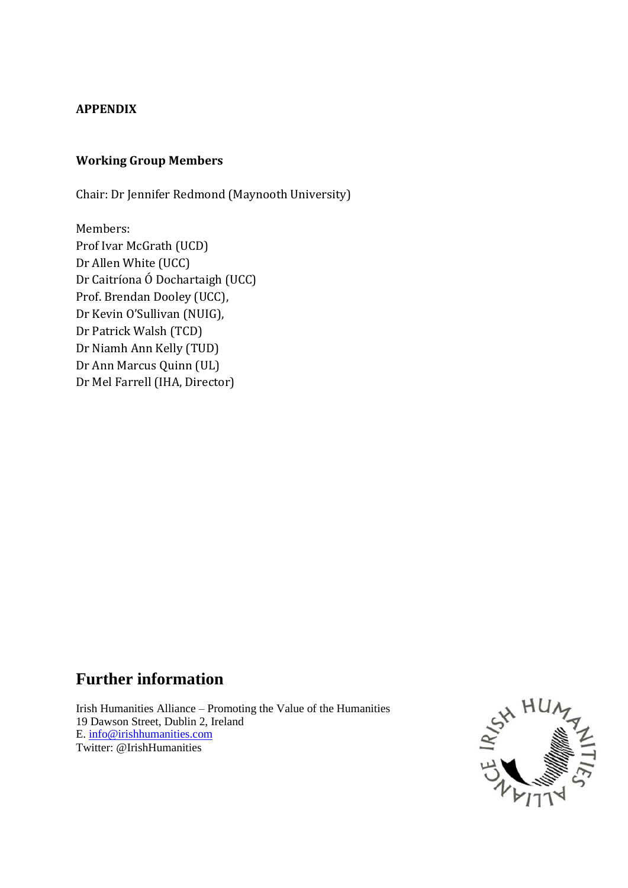**APPENDIX**

**Working Group Members**

Chair: Dr Jennifer Redmond (Maynooth University)

Members:
Prof Ivar McGrath (UCD)
Dr Allen White (UCC)
Dr Caitríona Ó Dochartaigh (UCC)
Prof. Brendan Dooley (UCC),
Dr Kevin O'Sullivan (NUIG),
Dr Patrick Walsh (TCD)
Dr Niamh Ann Kelly (TUD)
Dr Ann Marcus Quinn (UL)
Dr Mel Farrell (IHA, Director)

## Further information

Irish Humanities Alliance – Promoting the Value of the Humanities
19 Dawson Street, Dublin 2, Ireland
E. info@irishhumanities.com
Twitter: @IrishHumanities